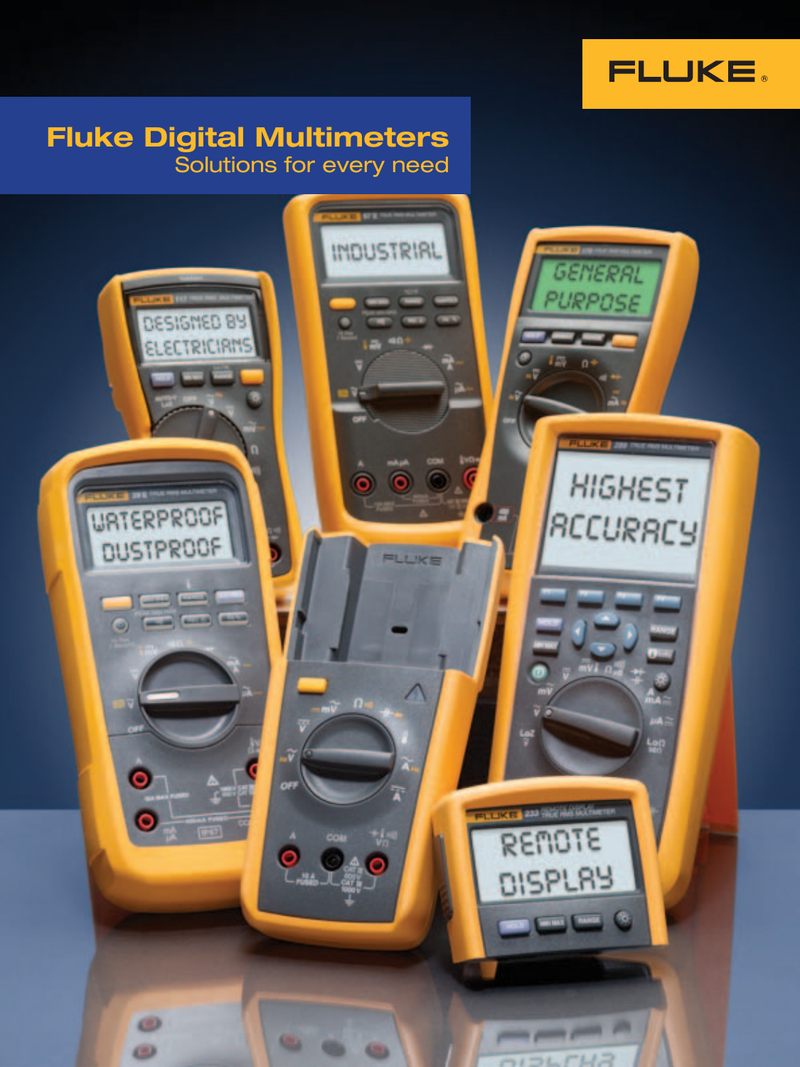FLUKE

# Fluke Digital Multimeters

## Solutions for every need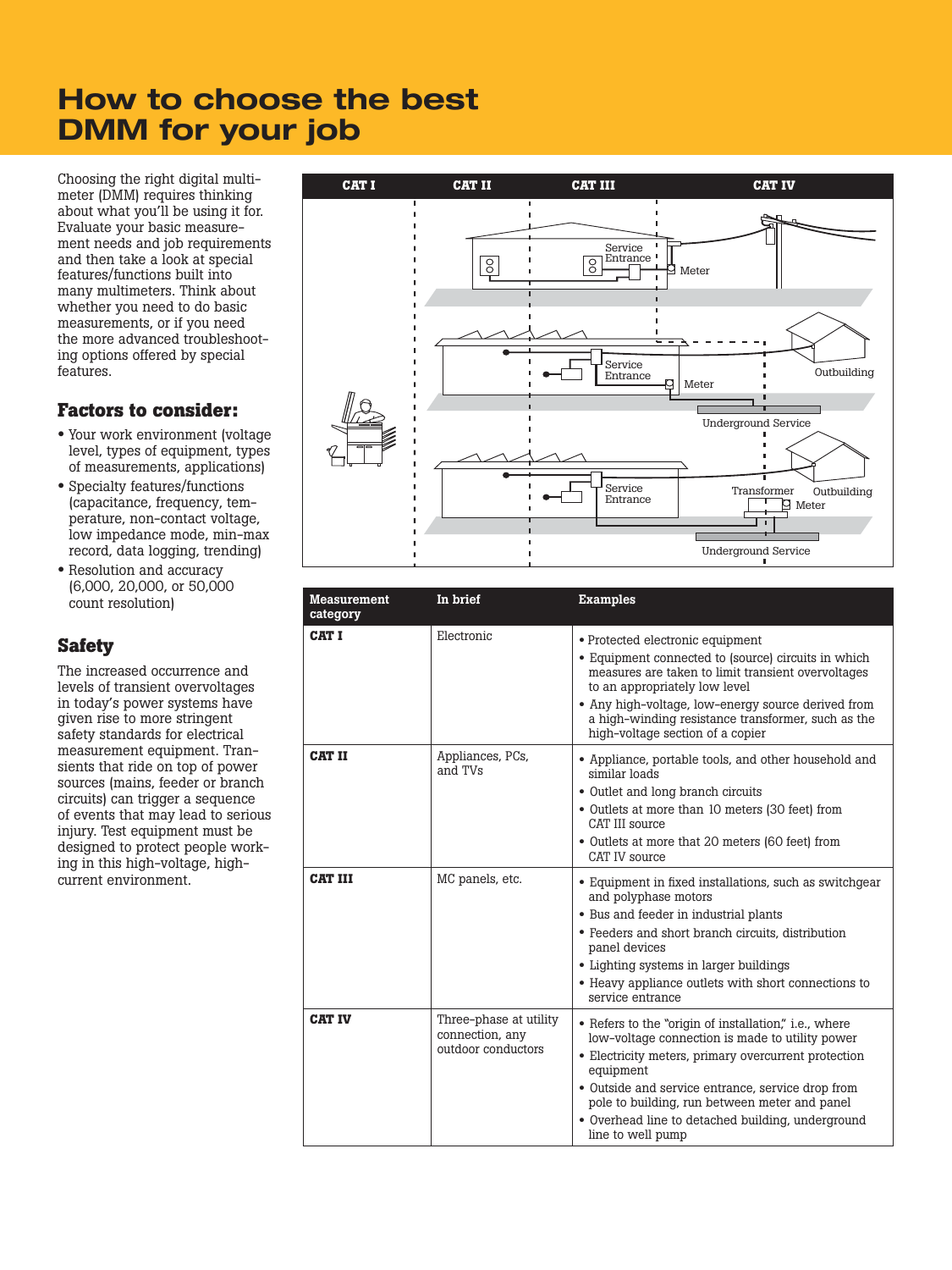# How to choose the best DMM for your job

Choosing the right digital multimeter (DMM) requires thinking about what you'll be using it for. Evaluate your basic measurement needs and job requirements and then take a look at special features/functions built into many multimeters. Think about whether you need to do basic measurements, or if you need the more advanced troubleshooting options offered by special features.

## Factors to consider:

- Your work environment (voltage level, types of equipment, types of measurements, applications)
- Specialty features/functions (capacitance, frequency, temperature, non-contact voltage, low impedance mode, min-max record, data logging, trending)
- Resolution and accuracy (6,000, 20,000, or 50,000 count resolution)

## Safety

The increased occurrence and levels of transient overvoltages in today's power systems have given rise to more stringent safety standards for electrical measurement equipment. Transients that ride on top of power sources (mains, feeder or branch circuits) can trigger a sequence of events that may lead to serious injury. Test equipment must be designed to protect people working in this high-voltage, high-current environment.

CAT I | CAT II | CAT III | CAT IV

Service Entrance · Meter · Outbuilding · Underground Service · Transformer

| Measurement category | In brief | Examples |
| --- | --- | --- |
| CAT I | Electronic | • Protected electronic equipment<br>• Equipment connected to (source) circuits in which measures are taken to limit transient overvoltages to an appropriately low level<br>• Any high-voltage, low-energy source derived from a high-winding resistance transformer, such as the high-voltage section of a copier |
| CAT II | Appliances, PCs, and TVs | • Appliance, portable tools, and other household and similar loads<br>• Outlet and long branch circuits<br>• Outlets at more than 10 meters (30 feet) from CAT III source<br>• Outlets at more that 20 meters (60 feet) from CAT IV source |
| CAT III | MC panels, etc. | • Equipment in fixed installations, such as switchgear and polyphase motors<br>• Bus and feeder in industrial plants<br>• Feeders and short branch circuits, distribution panel devices<br>• Lighting systems in larger buildings<br>• Heavy appliance outlets with short connections to service entrance |
| CAT IV | Three-phase at utility connection, any outdoor conductors | • Refers to the "origin of installation," i.e., where low-voltage connection is made to utility power<br>• Electricity meters, primary overcurrent protection equipment<br>• Outside and service entrance, service drop from pole to building, run between meter and panel<br>• Overhead line to detached building, underground line to well pump |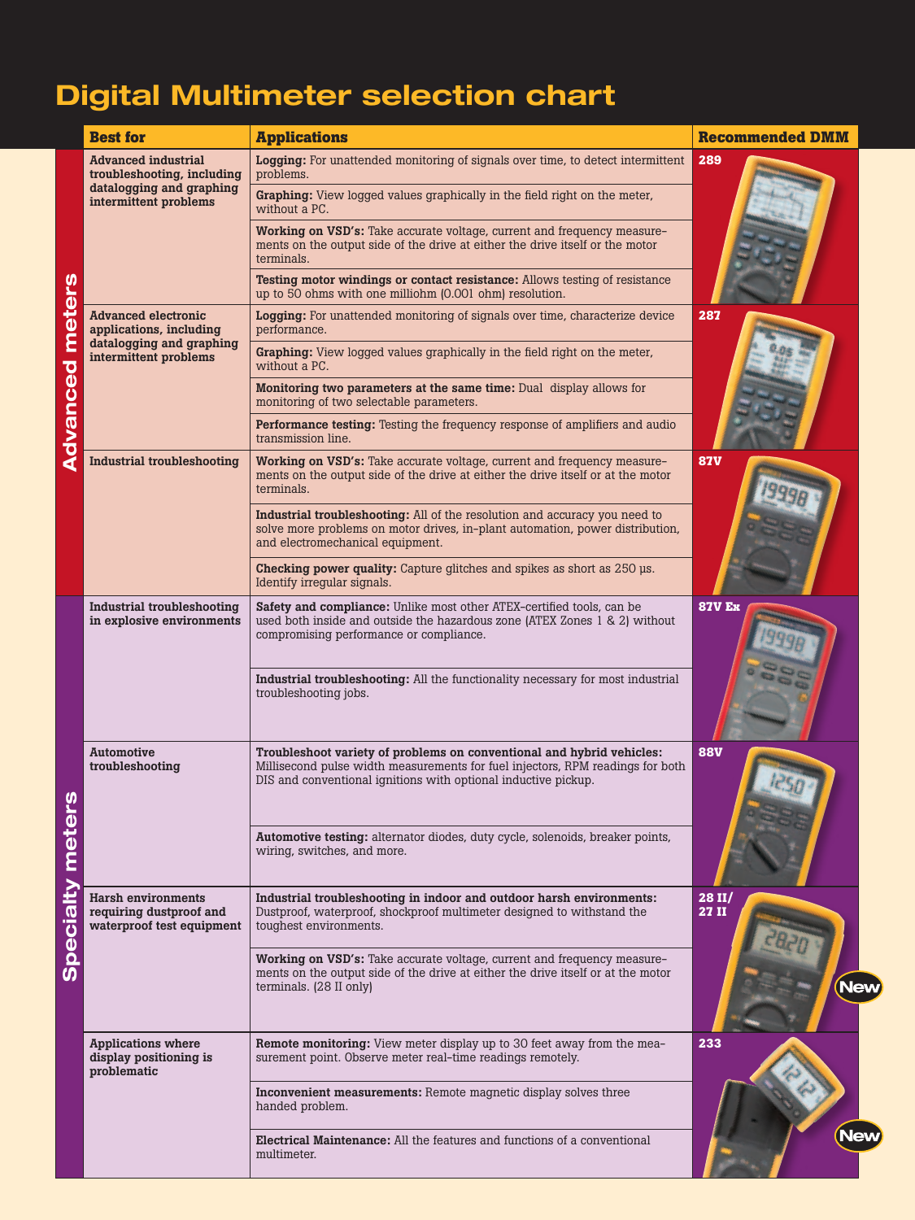# Digital Multimeter selection chart

| | Best for | Applications | Recommended DMM |
|---|---|---|---|
| Advanced meters | Advanced industrial troubleshooting, including datalogging and graphing intermittent problems | **Logging:** For unattended monitoring of signals over time, to detect intermittent problems. | 289 |
| | | **Graphing:** View logged values graphically in the field right on the meter, without a PC. | |
| | | **Working on VSD's:** Take accurate voltage, current and frequency measurements on the output side of the drive at either the drive itself or the motor terminals. | |
| | | **Testing motor windings or contact resistance:** Allows testing of resistance up to 50 ohms with one milliohm (0.001 ohm) resolution. | |
| | Advanced electronic applications, including datalogging and graphing intermittent problems | **Logging:** For unattended monitoring of signals over time, characterize device performance. | 287 |
| | | **Graphing:** View logged values graphically in the field right on the meter, without a PC. | |
| | | **Monitoring two parameters at the same time:** Dual display allows for monitoring of two selectable parameters. | |
| | | **Performance testing:** Testing the frequency response of amplifiers and audio transmission line. | |
| | Industrial troubleshooting | **Working on VSD's:** Take accurate voltage, current and frequency measurements on the output side of the drive at either the drive itself or at the motor terminals. | 87V |
| | | **Industrial troubleshooting:** All of the resolution and accuracy you need to solve more problems on motor drives, in-plant automation, power distribution, and electromechanical equipment. | |
| | | **Checking power quality:** Capture glitches and spikes as short as 250 µs. Identify irregular signals. | |
| Specialty meters | Industrial troubleshooting in explosive environments | **Safety and compliance:** Unlike most other ATEX-certified tools, can be used both inside and outside the hazardous zone (ATEX Zones 1 & 2) without compromising performance or compliance. | 87V Ex |
| | | **Industrial troubleshooting:** All the functionality necessary for most industrial troubleshooting jobs. | |
| | Automotive troubleshooting | **Troubleshoot variety of problems on conventional and hybrid vehicles:** Millisecond pulse width measurements for fuel injectors, RPM readings for both DIS and conventional ignitions with optional inductive pickup. | 88V |
| | | **Automotive testing:** alternator diodes, duty cycle, solenoids, breaker points, wiring, switches, and more. | |
| | Harsh environments requiring dustproof and waterproof test equipment | **Industrial troubleshooting in indoor and outdoor harsh environments:** Dustproof, waterproof, shockproof multimeter designed to withstand the toughest environments. | 28 II/ 27 II (New) |
| | | **Working on VSD's:** Take accurate voltage, current and frequency measurements on the output side of the drive at either the drive itself or at the motor terminals. (28 II only) | |
| | Applications where display positioning is problematic | **Remote monitoring:** View meter display up to 30 feet away from the measurement point. Observe meter real-time readings remotely. | 233 (New) |
| | | **Inconvenient measurements:** Remote magnetic display solves three handed problem. | |
| | | **Electrical Maintenance:** All the features and functions of a conventional multimeter. | |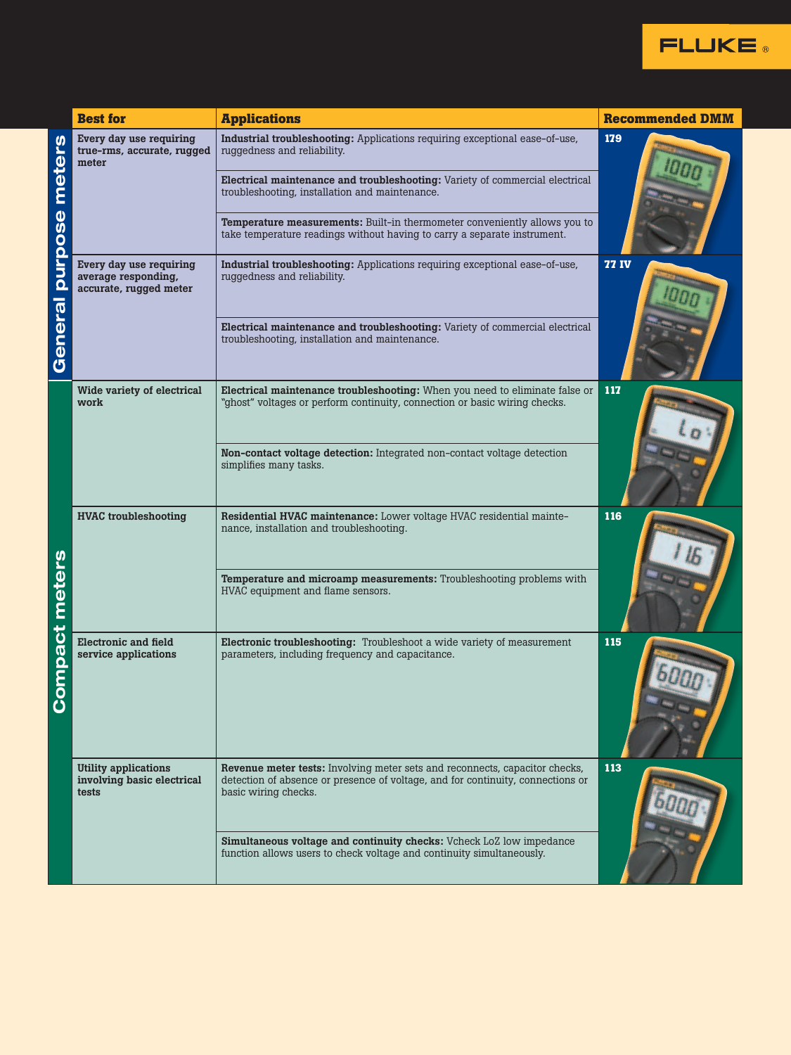| Category | Best for | Applications | Recommended DMM |
|---|---|---|---|
| General purpose meters | Every day use requiring true-rms, accurate, rugged meter | **Industrial troubleshooting:** Applications requiring exceptional ease-of-use, ruggedness and reliability. | 179 |
| | | **Electrical maintenance and troubleshooting:** Variety of commercial electrical troubleshooting, installation and maintenance. | |
| | | **Temperature measurements:** Built-in thermometer conveniently allows you to take temperature readings without having to carry a separate instrument. | |
| | Every day use requiring average responding, accurate, rugged meter | **Industrial troubleshooting:** Applications requiring exceptional ease-of-use, ruggedness and reliability. | 77 IV |
| | | **Electrical maintenance and troubleshooting:** Variety of commercial electrical troubleshooting, installation and maintenance. | |
| Compact meters | Wide variety of electrical work | **Electrical maintenance troubleshooting:** When you need to eliminate false or "ghost" voltages or perform continuity, connection or basic wiring checks. | 117 |
| | | **Non-contact voltage detection:** Integrated non-contact voltage detection simplifies many tasks. | |
| | HVAC troubleshooting | **Residential HVAC maintenance:** Lower voltage HVAC residential maintenance, installation and troubleshooting. | 116 |
| | | **Temperature and microamp measurements:** Troubleshooting problems with HVAC equipment and flame sensors. | |
| | Electronic and field service applications | **Electronic troubleshooting:** Troubleshoot a wide variety of measurement parameters, including frequency and capacitance. | 115 |
| | Utility applications involving basic electrical tests | **Revenue meter tests:** Involving meter sets and reconnects, capacitor checks, detection of absence or presence of voltage, and for continuity, connections or basic wiring checks. | 113 |
| | | **Simultaneous voltage and continuity checks:** Vcheck LoZ low impedance function allows users to check voltage and continuity simultaneously. | |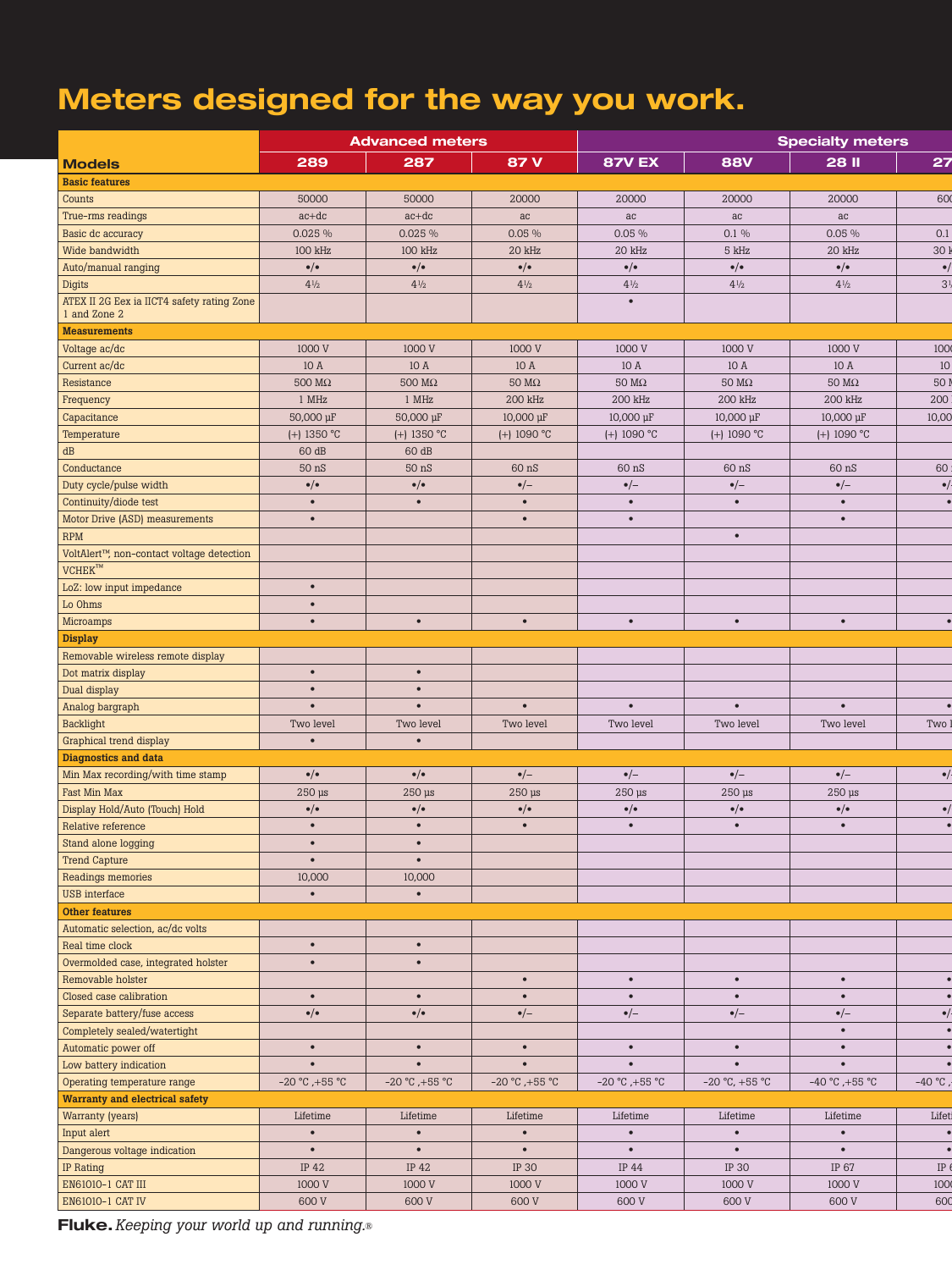# Meters designed for the way you work.

| Models | Advanced meters | | | Specialty meters | | | |
|---|---|---|---|---|---|---|---|
| | 289 | 287 | 87 V | 87V EX | 88V | 28 II | 27 |
| **Basic features** | | | | | | | |
| Counts | 50000 | 50000 | 20000 | 20000 | 20000 | 20000 | 600 |
| True-rms readings | ac+dc | ac+dc | ac | ac | ac | ac | |
| Basic dc accuracy | 0.025 % | 0.025 % | 0.05 % | 0.05 % | 0.1 % | 0.05 % | 0.1 |
| Wide bandwidth | 100 kHz | 100 kHz | 20 kHz | 20 kHz | 5 kHz | 20 kHz | 30 k |
| Auto/manual ranging | •/• | •/• | •/• | •/• | •/• | •/• | •/ |
| Digits | 4½ | 4½ | 4½ | 4½ | 4½ | 4½ | 3½ |
| ATEX II 2G Eex ia IICT4 safety rating Zone 1 and Zone 2 | | | | • | | | |
| **Measurements** | | | | | | | |
| Voltage ac/dc | 1000 V | 1000 V | 1000 V | 1000 V | 1000 V | 1000 V | 1000 |
| Current ac/dc | 10 A | 10 A | 10 A | 10 A | 10 A | 10 A | 10 |
| Resistance | 500 MΩ | 500 MΩ | 50 MΩ | 50 MΩ | 50 MΩ | 50 MΩ | 50 M |
| Frequency | 1 MHz | 1 MHz | 200 kHz | 200 kHz | 200 kHz | 200 kHz | 200 |
| Capacitance | 50,000 µF | 50,000 µF | 10,000 µF | 10,000 µF | 10,000 µF | 10,000 µF | 10,00 |
| Temperature | (+) 1350 °C | (+) 1350 °C | (+) 1090 °C | (+) 1090 °C | (+) 1090 °C | (+) 1090 °C | |
| dB | 60 dB | 60 dB | | | | | |
| Conductance | 50 nS | 50 nS | 60 nS | 60 nS | 60 nS | 60 nS | 60 |
| Duty cycle/pulse width | •/• | •/• | •/– | •/– | •/– | •/– | •/ |
| Continuity/diode test | • | • | • | • | • | • | • |
| Motor Drive (ASD) measurements | • | | • | • | | • | |
| RPM | | | | | • | | |
| VoltAlert™, non-contact voltage detection | | | | | | | |
| VCHEK™ | | | | | | | |
| LoZ: low input impedance | • | | | | | | |
| Lo Ohms | • | | | | | | |
| Microamps | • | • | • | • | • | • | • |
| **Display** | | | | | | | |
| Removable wireless remote display | | | | | | | |
| Dot matrix display | • | • | | | | | |
| Dual display | • | • | | | | | |
| Analog bargraph | • | • | • | • | • | • | • |
| Backlight | Two level | Two level | Two level | Two level | Two level | Two level | Two l |
| Graphical trend display | • | • | | | | | |
| **Diagnostics and data** | | | | | | | |
| Min Max recording/with time stamp | •/• | •/• | •/– | •/– | •/– | •/– | •/ |
| Fast Min Max | 250 µs | 250 µs | 250 µs | 250 µs | 250 µs | 250 µs | |
| Display Hold/Auto (Touch) Hold | •/• | •/• | •/• | •/• | •/• | •/• | •/ |
| Relative reference | • | • | • | • | • | • | • |
| Stand alone logging | • | • | | | | | |
| Trend Capture | • | • | | | | | |
| Readings memories | 10,000 | 10,000 | | | | | |
| USB interface | • | • | | | | | |
| **Other features** | | | | | | | |
| Automatic selection, ac/dc volts | | | | | | | |
| Real time clock | • | • | | | | | |
| Overmolded case, integrated holster | • | • | | | | | |
| Removable holster | | | • | • | • | • | • |
| Closed case calibration | • | • | • | • | • | • | • |
| Separate battery/fuse access | •/• | •/• | •/– | •/– | •/– | •/– | •/ |
| Completely sealed/watertight | | | | | | • | • |
| Automatic power off | • | • | • | • | • | • | • |
| Low battery indication | • | • | • | • | • | • | • |
| Operating temperature range | -20 °C ,+55 °C | -20 °C ,+55 °C | -20 °C ,+55 °C | -20 °C ,+55 °C | -20 °C, +55 °C | -40 °C ,+55 °C | -40 °C , |
| **Warranty and electrical safety** | | | | | | | |
| Warranty (years) | Lifetime | Lifetime | Lifetime | Lifetime | Lifetime | Lifetime | Lifeti |
| Input alert | • | • | • | • | • | • | • |
| Dangerous voltage indication | • | • | • | • | • | • | • |
| IP Rating | IP 42 | IP 42 | IP 30 | IP 44 | IP 30 | IP 67 | IP 6 |
| EN61010-1 CAT III | 1000 V | 1000 V | 1000 V | 1000 V | 1000 V | 1000 V | 1000 |
| EN61010-1 CAT IV | 600 V | 600 V | 600 V | 600 V | 600 V | 600 V | 600 |

**Fluke.** *Keeping your world up and running.*®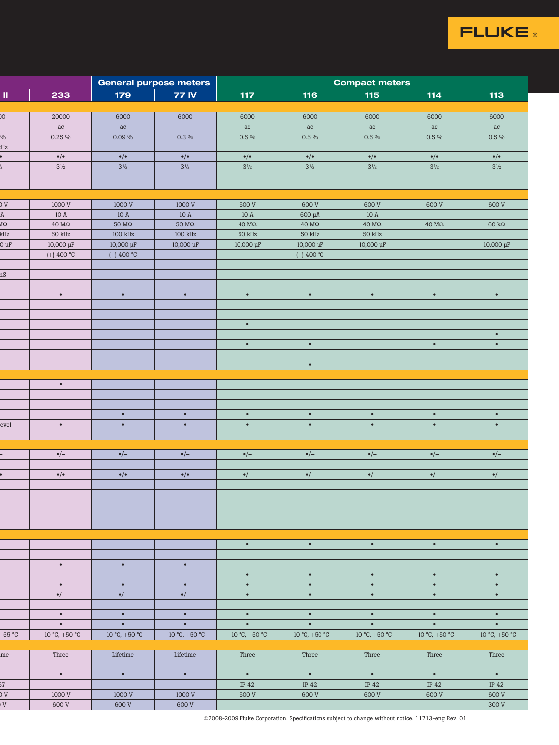| | | General purpose meters | | Compact meters | | | | |
|---|---|---|---|---|---|---|---|---|
| II | 233 | 179 | 77 IV | 117 | 116 | 115 | 114 | 113 |
| | | | | | | | | |
| 00 | 20000 | 6000 | 6000 | 6000 | 6000 | 6000 | 6000 | 6000 |
| | ac | ac | | ac | ac | ac | ac | ac |
| % | 0.25 % | 0.09 % | 0.3 % | 0.5 % | 0.5 % | 0.5 % | 0.5 % | 0.5 % |
| kHz | | | | | | | | |
| • | •/• | •/• | •/• | •/• | •/• | •/• | •/• | •/• |
| ½ | 3½ | 3½ | 3½ | 3½ | 3½ | 3½ | 3½ | 3½ |
| | | | | | | | | |
| | | | | | | | | |
| 0 V | 1000 V | 1000 V | 1000 V | 600 V | 600 V | 600 V | 600 V | 600 V |
| A | 10 A | 10 A | 10 A | 10 A | 600 µA | 10 A | | |
| MΩ | 40 MΩ | 50 MΩ | 50 MΩ | 40 MΩ | 40 MΩ | 40 MΩ | 40 MΩ | 60 kΩ |
| kHz | 50 kHz | 100 kHz | 100 kHz | 50 kHz | 50 kHz | 50 kHz | | |
| 0 µF | 10,000 µF | 10,000 µF | 10,000 µF | 10,000 µF | 10,000 µF | 10,000 µF | | 10,000 µF |
| | (+) 400 °C | (+) 400 °C | | | (+) 400 °C | | | |
| | | | | | | | | |
| nS | | | | | | | | |
| – | | | | | | | | |
| | • | • | • | • | • | • | • | • |
| | | | | | | | | |
| | | | | | | | | |
| | | | | • | | | | |
| | | | | | | | | • |
| | | | | • | • | | • | • |
| | | | | | | | | |
| | | | | | • | | | |
| | | | | | | | | |
| | • | | | | | | | |
| | | | | | | | | |
| | | | | | | | | |
| | | • | • | • | • | • | • | • |
| evel | • | • | • | • | • | • | • | • |
| | | | | | | | | |
| | | | | | | | | |
| – | •/– | •/– | •/– | •/– | •/– | •/– | •/– | •/– |
| | | | | | | | | |
| • | •/• | •/• | •/• | •/– | •/– | •/– | •/– | •/– |
| | | | | | | | | |
| | | | | | | | | |
| | | | | | | | | |
| | | | | | | | | |
| | | | | | | | | |
| | | | | • | • | • | • | • |
| | | | | | | | | |
| | • | • | • | | | | | |
| | | | | • | • | • | • | • |
| | • | • | • | • | • | • | • | • |
| – | •/– | •/– | •/– | • | • | • | • | • |
| | | | | | | | | |
| | • | • | • | • | • | • | • | • |
| | • | • | • | • | • | • | • | • |
| +55 °C | -10 °C, +50 °C | -10 °C, +50 °C | -10 °C, +50 °C | -10 °C, +50 °C | -10 °C, +50 °C | -10 °C, +50 °C | -10 °C, +50 °C | -10 °C, +50 °C |
| | | | | | | | | |
| ime | Three | Lifetime | Lifetime | Three | Three | Three | Three | Three |
| | | | | | | | | |
| | • | • | • | • | • | • | • | • |
| 67 | | | | IP 42 | IP 42 | IP 42 | IP 42 | IP 42 |
| 0 V | 1000 V | 1000 V | 1000 V | 600 V | 600 V | 600 V | 600 V | 600 V |
| 0 V | 600 V | 600 V | 600 V | | | | | 300 V |

©2008-2009 Fluke Corporation. Specifications subject to change without notice. 11713-eng Rev. 01